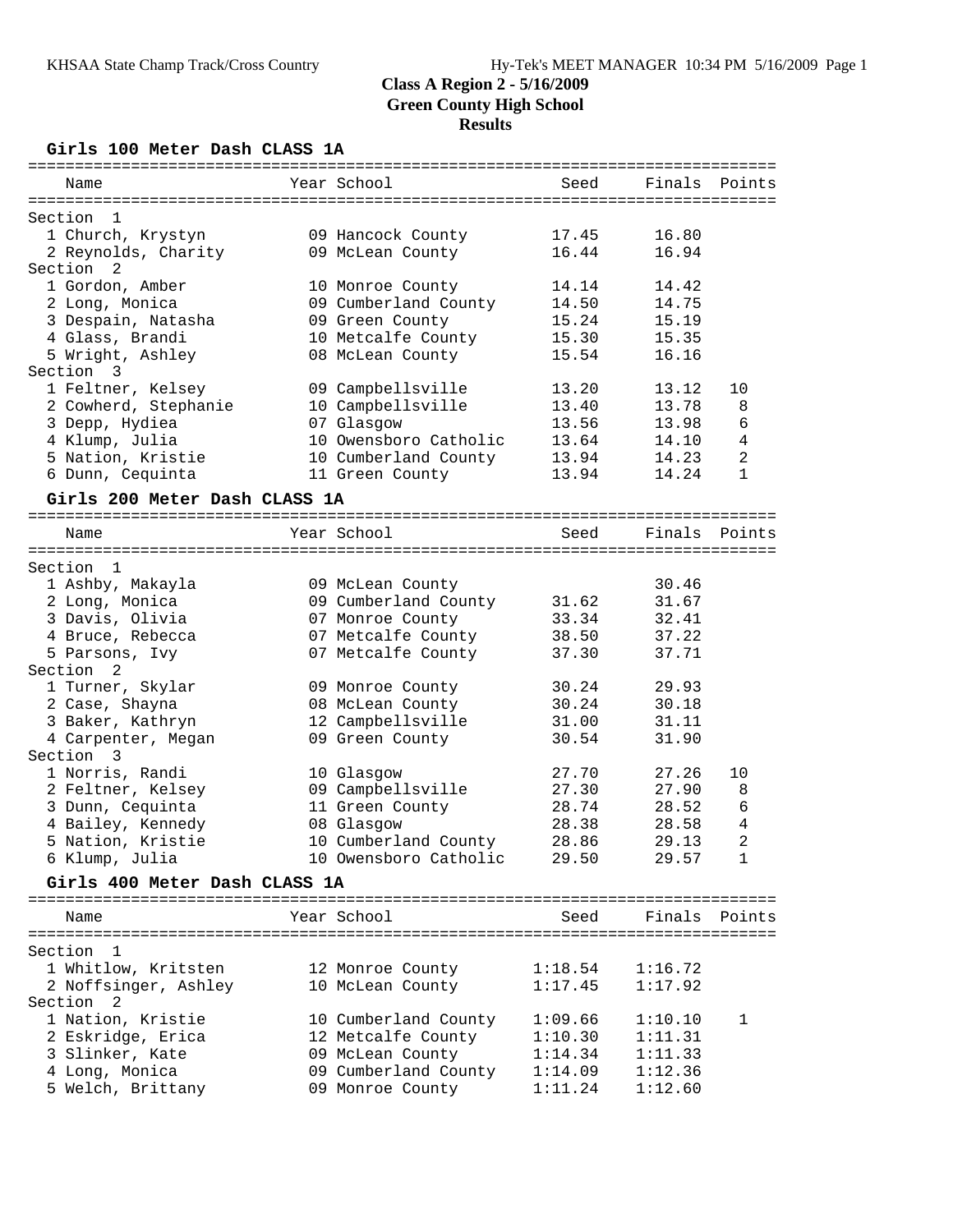# Class A Region 2 - 5/16/2009

## Green County High School

## Results

### Girls 100 Meter Dash CLASS 1A

| Name | Year | School | Seed | Finals | Points |
|---|---|---|---|---|---|
| **Section 1** | | | | | |
| 1 Church, Krystyn | 09 | Hancock County | 17.45 | 16.80 | |
| 2 Reynolds, Charity | 09 | McLean County | 16.44 | 16.94 | |
| **Section 2** | | | | | |
| 1 Gordon, Amber | 10 | Monroe County | 14.14 | 14.42 | |
| 2 Long, Monica | 09 | Cumberland County | 14.50 | 14.75 | |
| 3 Despain, Natasha | 09 | Green County | 15.24 | 15.19 | |
| 4 Glass, Brandi | 10 | Metcalfe County | 15.30 | 15.35 | |
| 5 Wright, Ashley | 08 | McLean County | 15.54 | 16.16 | |
| **Section 3** | | | | | |
| 1 Feltner, Kelsey | 09 | Campbellsville | 13.20 | 13.12 | 10 |
| 2 Cowherd, Stephanie | 10 | Campbellsville | 13.40 | 13.78 | 8 |
| 3 Depp, Hydiea | 07 | Glasgow | 13.56 | 13.98 | 6 |
| 4 Klump, Julia | 10 | Owensboro Catholic | 13.64 | 14.10 | 4 |
| 5 Nation, Kristie | 10 | Cumberland County | 13.94 | 14.23 | 2 |
| 6 Dunn, Cequinta | 11 | Green County | 13.94 | 14.24 | 1 |

### Girls 200 Meter Dash CLASS 1A

| Name | Year | School | Seed | Finals | Points |
|---|---|---|---|---|---|
| **Section 1** | | | | | |
| 1 Ashby, Makayla | 09 | McLean County | | 30.46 | |
| 2 Long, Monica | 09 | Cumberland County | 31.62 | 31.67 | |
| 3 Davis, Olivia | 07 | Monroe County | 33.34 | 32.41 | |
| 4 Bruce, Rebecca | 07 | Metcalfe County | 38.50 | 37.22 | |
| 5 Parsons, Ivy | 07 | Metcalfe County | 37.30 | 37.71 | |
| **Section 2** | | | | | |
| 1 Turner, Skylar | 09 | Monroe County | 30.24 | 29.93 | |
| 2 Case, Shayna | 08 | McLean County | 30.24 | 30.18 | |
| 3 Baker, Kathryn | 12 | Campbellsville | 31.00 | 31.11 | |
| 4 Carpenter, Megan | 09 | Green County | 30.54 | 31.90 | |
| **Section 3** | | | | | |
| 1 Norris, Randi | 10 | Glasgow | 27.70 | 27.26 | 10 |
| 2 Feltner, Kelsey | 09 | Campbellsville | 27.30 | 27.90 | 8 |
| 3 Dunn, Cequinta | 11 | Green County | 28.74 | 28.52 | 6 |
| 4 Bailey, Kennedy | 08 | Glasgow | 28.38 | 28.58 | 4 |
| 5 Nation, Kristie | 10 | Cumberland County | 28.86 | 29.13 | 2 |
| 6 Klump, Julia | 10 | Owensboro Catholic | 29.50 | 29.57 | 1 |

### Girls 400 Meter Dash CLASS 1A

| Name | Year | School | Seed | Finals | Points |
|---|---|---|---|---|---|
| **Section 1** | | | | | |
| 1 Whitlow, Kritsten | 12 | Monroe County | 1:18.54 | 1:16.72 | |
| 2 Noffsinger, Ashley | 10 | McLean County | 1:17.45 | 1:17.92 | |
| **Section 2** | | | | | |
| 1 Nation, Kristie | 10 | Cumberland County | 1:09.66 | 1:10.10 | 1 |
| 2 Eskridge, Erica | 12 | Metcalfe County | 1:10.30 | 1:11.31 | |
| 3 Slinker, Kate | 09 | McLean County | 1:14.34 | 1:11.33 | |
| 4 Long, Monica | 09 | Cumberland County | 1:14.09 | 1:12.36 | |
| 5 Welch, Brittany | 09 | Monroe County | 1:11.24 | 1:12.60 | |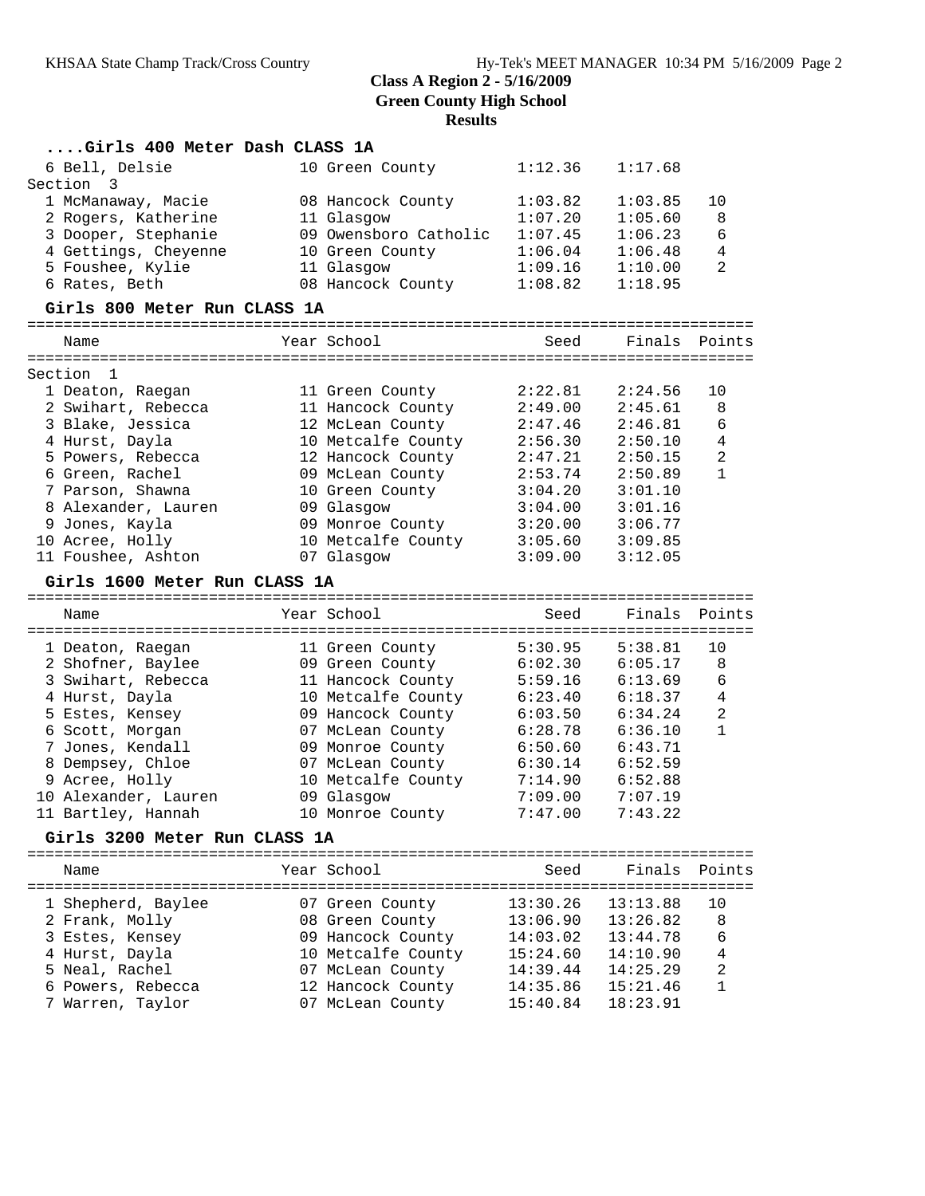## Class A Region 2 - 5/16/2009

**Green County High School**

**Results**

### ....Girls 400 Meter Dash CLASS 1A

| Place | Name | Year | School | Seed | Finals | Points |
|---|---|---|---|---|---|---|
| 6 | Bell, Delsie | 10 | Green County | 1:12.36 | 1:17.68 | |
| **Section 3** | | | | | | |
| 1 | McManaway, Macie | 08 | Hancock County | 1:03.82 | 1:03.85 | 10 |
| 2 | Rogers, Katherine | 11 | Glasgow | 1:07.20 | 1:05.60 | 8 |
| 3 | Dooper, Stephanie | 09 | Owensboro Catholic | 1:07.45 | 1:06.23 | 6 |
| 4 | Gettings, Cheyenne | 10 | Green County | 1:06.04 | 1:06.48 | 4 |
| 5 | Foushee, Kylie | 11 | Glasgow | 1:09.16 | 1:10.00 | 2 |
| 6 | Rates, Beth | 08 | Hancock County | 1:08.82 | 1:18.95 | |

### Girls 800 Meter Run CLASS 1A

| Place | Name | Year | School | Seed | Finals | Points |
|---|---|---|---|---|---|---|
| **Section 1** | | | | | | |
| 1 | Deaton, Raegan | 11 | Green County | 2:22.81 | 2:24.56 | 10 |
| 2 | Swihart, Rebecca | 11 | Hancock County | 2:49.00 | 2:45.61 | 8 |
| 3 | Blake, Jessica | 12 | McLean County | 2:47.46 | 2:46.81 | 6 |
| 4 | Hurst, Dayla | 10 | Metcalfe County | 2:56.30 | 2:50.10 | 4 |
| 5 | Powers, Rebecca | 12 | Hancock County | 2:47.21 | 2:50.15 | 2 |
| 6 | Green, Rachel | 09 | McLean County | 2:53.74 | 2:50.89 | 1 |
| 7 | Parson, Shawna | 10 | Green County | 3:04.20 | 3:01.10 | |
| 8 | Alexander, Lauren | 09 | Glasgow | 3:04.00 | 3:01.16 | |
| 9 | Jones, Kayla | 09 | Monroe County | 3:20.00 | 3:06.77 | |
| 10 | Acree, Holly | 10 | Metcalfe County | 3:05.60 | 3:09.85 | |
| 11 | Foushee, Ashton | 07 | Glasgow | 3:09.00 | 3:12.05 | |

### Girls 1600 Meter Run CLASS 1A

| Place | Name | Year | School | Seed | Finals | Points |
|---|---|---|---|---|---|---|
| 1 | Deaton, Raegan | 11 | Green County | 5:30.95 | 5:38.81 | 10 |
| 2 | Shofner, Baylee | 09 | Green County | 6:02.30 | 6:05.17 | 8 |
| 3 | Swihart, Rebecca | 11 | Hancock County | 5:59.16 | 6:13.69 | 6 |
| 4 | Hurst, Dayla | 10 | Metcalfe County | 6:23.40 | 6:18.37 | 4 |
| 5 | Estes, Kensey | 09 | Hancock County | 6:03.50 | 6:34.24 | 2 |
| 6 | Scott, Morgan | 07 | McLean County | 6:28.78 | 6:36.10 | 1 |
| 7 | Jones, Kendall | 09 | Monroe County | 6:50.60 | 6:43.71 | |
| 8 | Dempsey, Chloe | 07 | McLean County | 6:30.14 | 6:52.59 | |
| 9 | Acree, Holly | 10 | Metcalfe County | 7:14.90 | 6:52.88 | |
| 10 | Alexander, Lauren | 09 | Glasgow | 7:09.00 | 7:07.19 | |
| 11 | Bartley, Hannah | 10 | Monroe County | 7:47.00 | 7:43.22 | |

### Girls 3200 Meter Run CLASS 1A

| Place | Name | Year | School | Seed | Finals | Points |
|---|---|---|---|---|---|---|
| 1 | Shepherd, Baylee | 07 | Green County | 13:30.26 | 13:13.88 | 10 |
| 2 | Frank, Molly | 08 | Green County | 13:06.90 | 13:26.82 | 8 |
| 3 | Estes, Kensey | 09 | Hancock County | 14:03.02 | 13:44.78 | 6 |
| 4 | Hurst, Dayla | 10 | Metcalfe County | 15:24.60 | 14:10.90 | 4 |
| 5 | Neal, Rachel | 07 | McLean County | 14:39.44 | 14:25.29 | 2 |
| 6 | Powers, Rebecca | 12 | Hancock County | 14:35.86 | 15:21.46 | 1 |
| 7 | Warren, Taylor | 07 | McLean County | 15:40.84 | 18:23.91 | |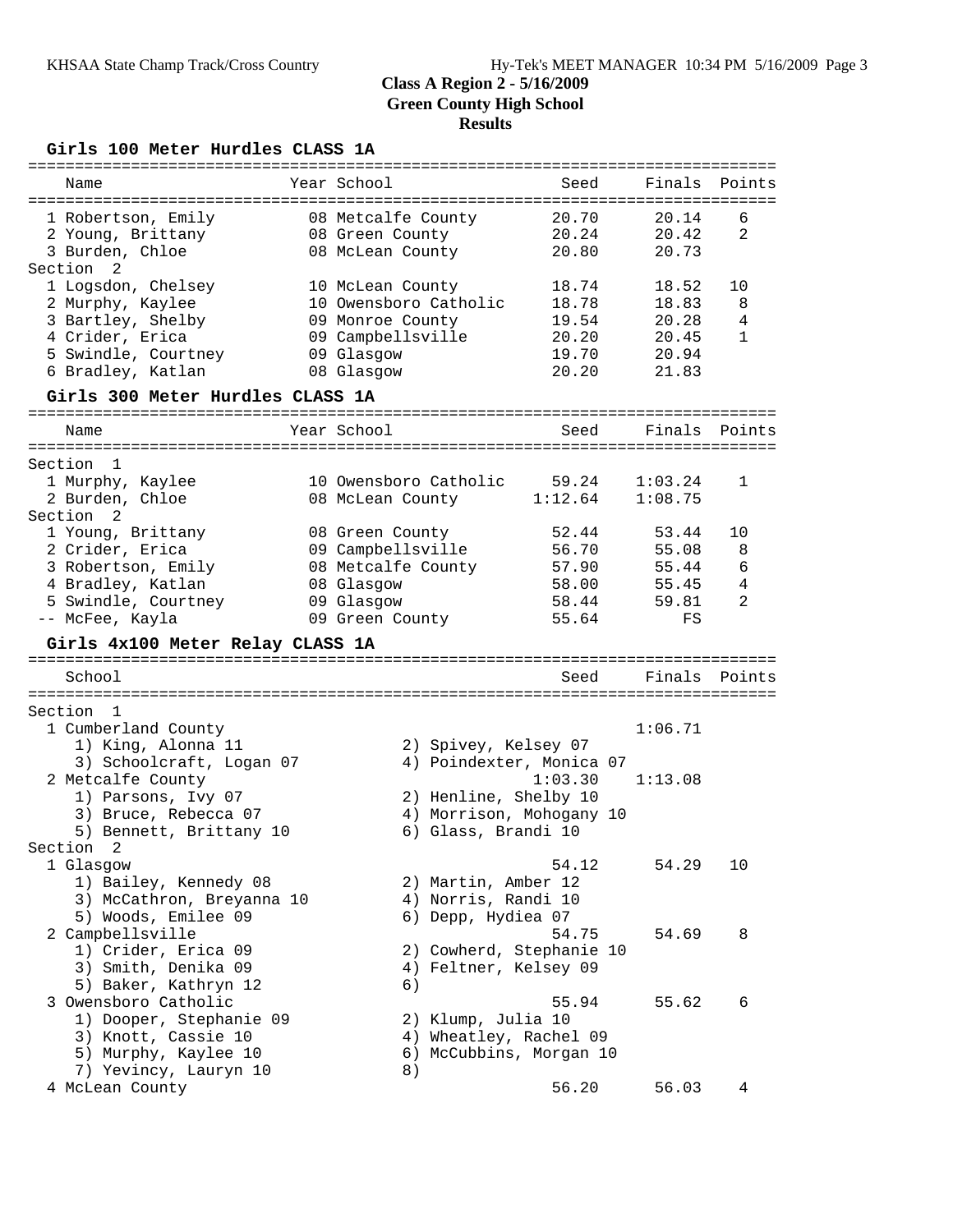# Class A Region 2 - 5/16/2009
## Green County High School
## Results

### Girls 100 Meter Hurdles CLASS 1A

| Name | Year | School | Seed | Finals | Points |
|---|---|---|---|---|---|
| 1 Robertson, Emily | 08 | Metcalfe County | 20.70 | 20.14 | 6 |
| 2 Young, Brittany | 08 | Green County | 20.24 | 20.42 | 2 |
| 3 Burden, Chloe | 08 | McLean County | 20.80 | 20.73 | |
| **Section 2** | | | | | |
| 1 Logsdon, Chelsey | 10 | McLean County | 18.74 | 18.52 | 10 |
| 2 Murphy, Kaylee | 10 | Owensboro Catholic | 18.78 | 18.83 | 8 |
| 3 Bartley, Shelby | 09 | Monroe County | 19.54 | 20.28 | 4 |
| 4 Crider, Erica | 09 | Campbellsville | 20.20 | 20.45 | 1 |
| 5 Swindle, Courtney | 09 | Glasgow | 19.70 | 20.94 | |
| 6 Bradley, Katlan | 08 | Glasgow | 20.20 | 21.83 | |

### Girls 300 Meter Hurdles CLASS 1A

| Name | Year | School | Seed | Finals | Points |
|---|---|---|---|---|---|
| **Section 1** | | | | | |
| 1 Murphy, Kaylee | 10 | Owensboro Catholic | 59.24 | 1:03.24 | 1 |
| 2 Burden, Chloe | 08 | McLean County | 1:12.64 | 1:08.75 | |
| **Section 2** | | | | | |
| 1 Young, Brittany | 08 | Green County | 52.44 | 53.44 | 10 |
| 2 Crider, Erica | 09 | Campbellsville | 56.70 | 55.08 | 8 |
| 3 Robertson, Emily | 08 | Metcalfe County | 57.90 | 55.44 | 6 |
| 4 Bradley, Katlan | 08 | Glasgow | 58.00 | 55.45 | 4 |
| 5 Swindle, Courtney | 09 | Glasgow | 58.44 | 59.81 | 2 |
| -- McFee, Kayla | 09 | Green County | 55.64 | FS | |

### Girls 4x100 Meter Relay CLASS 1A

| School | Seed | Finals | Points |
|---|---|---|---|
| **Section 1** | | | |
| 1 Cumberland County | | 1:06.71 | |
| 1) King, Alonna 11; 2) Spivey, Kelsey 07; 3) Schoolcraft, Logan 07; 4) Poindexter, Monica 07 | | | |
| 2 Metcalfe County | 1:03.30 | 1:13.08 | |
| 1) Parsons, Ivy 07; 2) Henline, Shelby 10; 3) Bruce, Rebecca 07; 4) Morrison, Mohogany 10; 5) Bennett, Brittany 10; 6) Glass, Brandi 10 | | | |
| **Section 2** | | | |
| 1 Glasgow | 54.12 | 54.29 | 10 |
| 1) Bailey, Kennedy 08; 2) Martin, Amber 12; 3) McCathron, Breyanna 10; 4) Norris, Randi 10; 5) Woods, Emilee 09; 6) Depp, Hydiea 07 | | | |
| 2 Campbellsville | 54.75 | 54.69 | 8 |
| 1) Crider, Erica 09; 2) Cowherd, Stephanie 10; 3) Smith, Denika 09; 4) Feltner, Kelsey 09; 5) Baker, Kathryn 12; 6) | | | |
| 3 Owensboro Catholic | 55.94 | 55.62 | 6 |
| 1) Dooper, Stephanie 09; 2) Klump, Julia 10; 3) Knott, Cassie 10; 4) Wheatley, Rachel 09; 5) Murphy, Kaylee 10; 6) McCubbins, Morgan 10; 7) Yevincy, Lauryn 10; 8) | | | |
| 4 McLean County | 56.20 | 56.03 | 4 |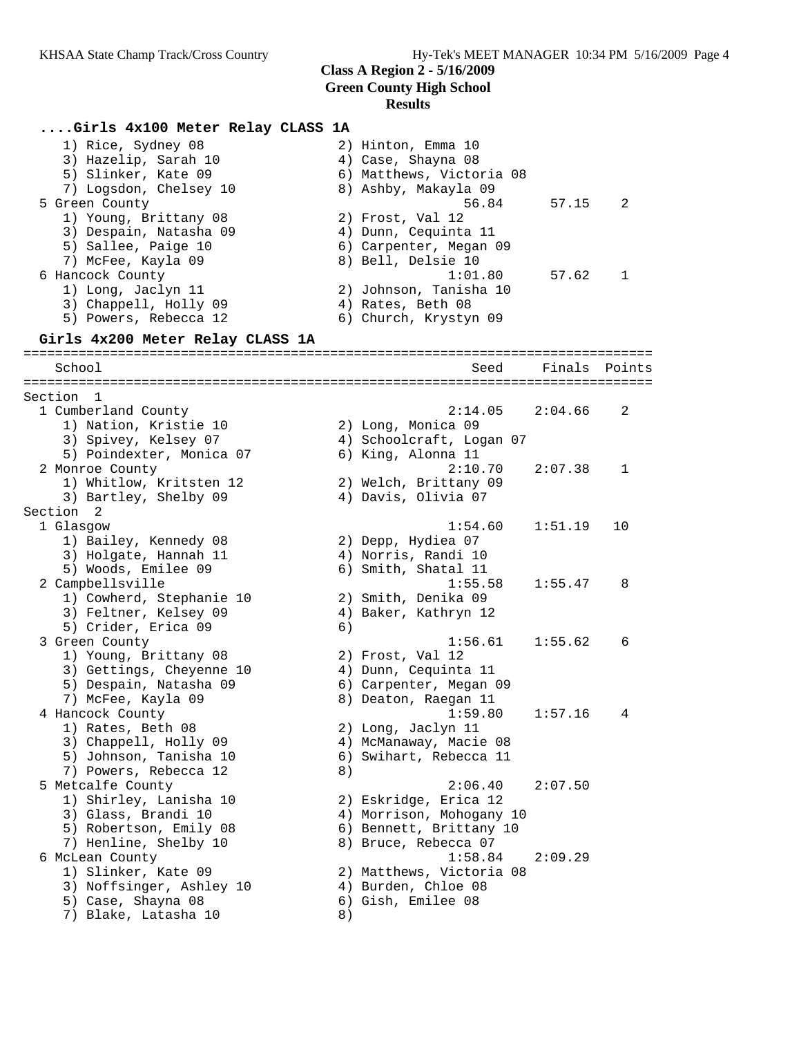# Class A Region 2 - 5/16/2009
## Green County High School
### Results

**....Girls 4x100 Meter Relay CLASS 1A**

```
    1) Rice, Sydney 08                2) Hinton, Emma 10
    3) Hazelip, Sarah 10              4) Case, Shayna 08
    5) Slinker, Kate 09               6) Matthews, Victoria 08
    7) Logsdon, Chelsey 10            8) Ashby, Makayla 09
  5 Green County                                  56.84      57.15    2
    1) Young, Brittany 08             2) Frost, Val 12
    3) Despain, Natasha 09            4) Dunn, Cequinta 11
    5) Sallee, Paige 10               6) Carpenter, Megan 09
    7) McFee, Kayla 09                8) Bell, Delsie 10
  6 Hancock County                              1:01.80      57.62    1
    1) Long, Jaclyn 11                2) Johnson, Tanisha 10
    3) Chappell, Holly 09             4) Rates, Beth 08
    5) Powers, Rebecca 12             6) Church, Krystyn 09
```

**Girls 4x200 Meter Relay CLASS 1A**

```
===============================================================================
   School                                           Seed     Finals  Points
===============================================================================
Section  1
  1 Cumberland County                             2:14.05    2:04.66    2
    1) Nation, Kristie 10             2) Long, Monica 09
    3) Spivey, Kelsey 07              4) Schoolcraft, Logan 07
    5) Poindexter, Monica 07          6) King, Alonna 11
  2 Monroe County                                 2:10.70    2:07.38    1
    1) Whitlow, Kritsten 12           2) Welch, Brittany 09
    3) Bartley, Shelby 09             4) Davis, Olivia 07
Section  2
  1 Glasgow                                       1:54.60    1:51.19   10
    1) Bailey, Kennedy 08             2) Depp, Hydiea 07
    3) Holgate, Hannah 11             4) Norris, Randi 10
    5) Woods, Emilee 09               6) Smith, Shatal 11
  2 Campbellsville                                1:55.58    1:55.47    8
    1) Cowherd, Stephanie 10          2) Smith, Denika 09
    3) Feltner, Kelsey 09             4) Baker, Kathryn 12
    5) Crider, Erica 09               6)
  3 Green County                                  1:56.61    1:55.62    6
    1) Young, Brittany 08             2) Frost, Val 12
    3) Gettings, Cheyenne 10          4) Dunn, Cequinta 11
    5) Despain, Natasha 09            6) Carpenter, Megan 09
    7) McFee, Kayla 09                8) Deaton, Raegan 11
  4 Hancock County                                1:59.80    1:57.16    4
    1) Rates, Beth 08                 2) Long, Jaclyn 11
    3) Chappell, Holly 09             4) McManaway, Macie 08
    5) Johnson, Tanisha 10            6) Swihart, Rebecca 11
    7) Powers, Rebecca 12             8)
  5 Metcalfe County                               2:06.40    2:07.50
    1) Shirley, Lanisha 10            2) Eskridge, Erica 12
    3) Glass, Brandi 10               4) Morrison, Mohogany 10
    5) Robertson, Emily 08            6) Bennett, Brittany 10
    7) Henline, Shelby 10             8) Bruce, Rebecca 07
  6 McLean County                                 1:58.84    2:09.29
    1) Slinker, Kate 09               2) Matthews, Victoria 08
    3) Noffsinger, Ashley 10          4) Burden, Chloe 08
    5) Case, Shayna 08                6) Gish, Emilee 08
    7) Blake, Latasha 10              8)
```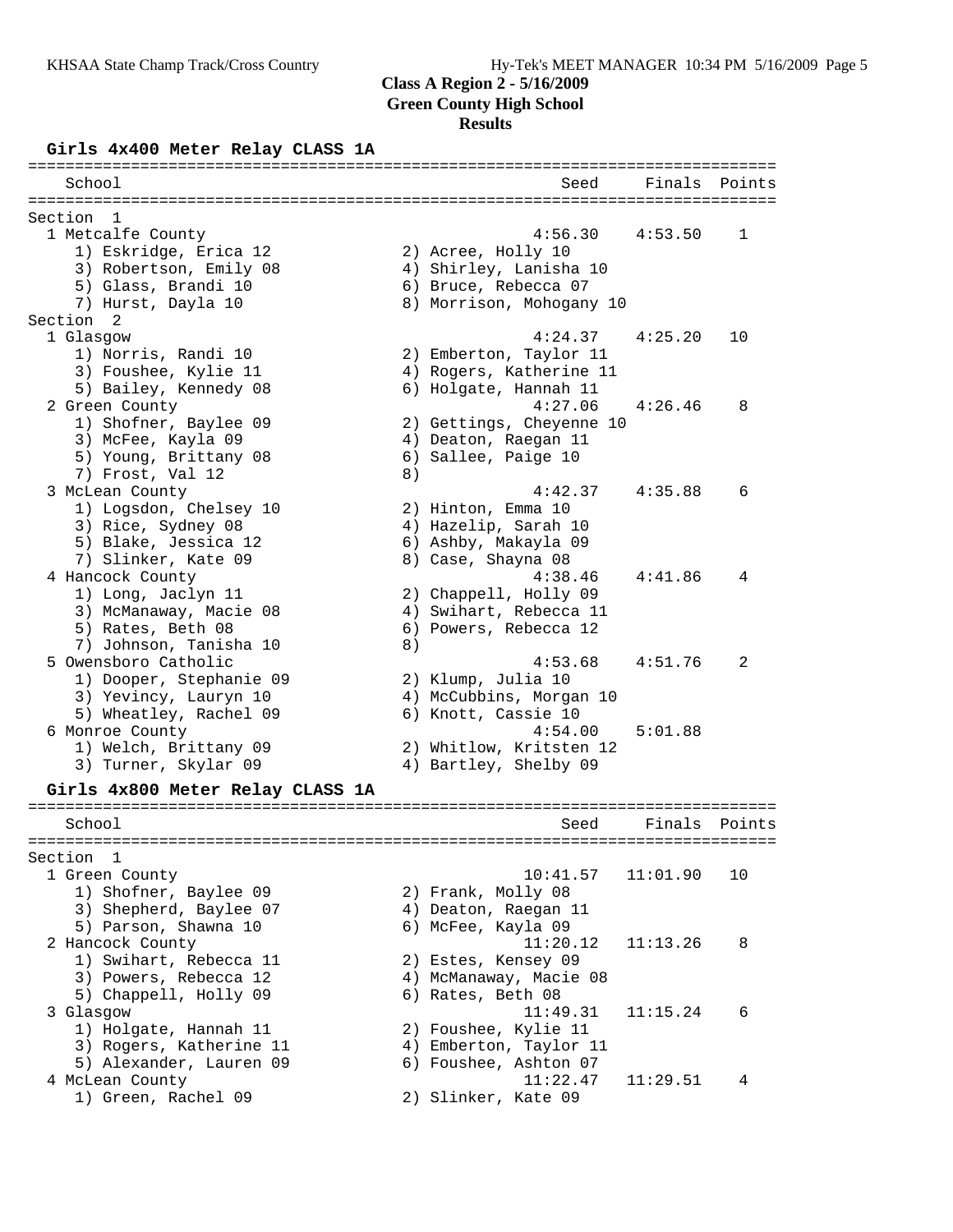**Class A Region 2 - 5/16/2009**
**Green County High School**
**Results**

### Girls 4x400 Meter Relay CLASS 1A

```
================================================================================
    School                                               Seed     Finals  Points
================================================================================
Section  1
  1 Metcalfe County                                   4:56.30    4:53.50    1
     1) Eskridge, Erica 12             2) Acree, Holly 10
     3) Robertson, Emily 08            4) Shirley, Lanisha 10
     5) Glass, Brandi 10               6) Bruce, Rebecca 07
     7) Hurst, Dayla 10                8) Morrison, Mohogany 10
Section  2
  1 Glasgow                                           4:24.37    4:25.20   10
     1) Norris, Randi 10               2) Emberton, Taylor 11
     3) Foushee, Kylie 11              4) Rogers, Katherine 11
     5) Bailey, Kennedy 08             6) Holgate, Hannah 11
  2 Green County                                      4:27.06    4:26.46    8
     1) Shofner, Baylee 09             2) Gettings, Cheyenne 10
     3) McFee, Kayla 09                4) Deaton, Raegan 11
     5) Young, Brittany 08             6) Sallee, Paige 10
     7) Frost, Val 12                  8)
  3 McLean County                                     4:42.37    4:35.88    6
     1) Logsdon, Chelsey 10            2) Hinton, Emma 10
     3) Rice, Sydney 08                4) Hazelip, Sarah 10
     5) Blake, Jessica 12              6) Ashby, Makayla 09
     7) Slinker, Kate 09               8) Case, Shayna 08
  4 Hancock County                                    4:38.46    4:41.86    4
     1) Long, Jaclyn 11                2) Chappell, Holly 09
     3) McManaway, Macie 08            4) Swihart, Rebecca 11
     5) Rates, Beth 08                 6) Powers, Rebecca 12
     7) Johnson, Tanisha 10            8)
  5 Owensboro Catholic                                4:53.68    4:51.76    2
     1) Dooper, Stephanie 09           2) Klump, Julia 10
     3) Yevincy, Lauryn 10             4) McCubbins, Morgan 10
     5) Wheatley, Rachel 09            6) Knott, Cassie 10
  6 Monroe County                                     4:54.00    5:01.88
     1) Welch, Brittany 09             2) Whitlow, Kritsten 12
     3) Turner, Skylar 09              4) Bartley, Shelby 09
```

### Girls 4x800 Meter Relay CLASS 1A

```
================================================================================
    School                                               Seed     Finals  Points
================================================================================
Section  1
  1 Green County                                     10:41.57   11:01.90   10
     1) Shofner, Baylee 09             2) Frank, Molly 08
     3) Shepherd, Baylee 07            4) Deaton, Raegan 11
     5) Parson, Shawna 10              6) McFee, Kayla 09
  2 Hancock County                                   11:20.12   11:13.26    8
     1) Swihart, Rebecca 11            2) Estes, Kensey 09
     3) Powers, Rebecca 12             4) McManaway, Macie 08
     5) Chappell, Holly 09             6) Rates, Beth 08
  3 Glasgow                                          11:49.31   11:15.24    6
     1) Holgate, Hannah 11             2) Foushee, Kylie 11
     3) Rogers, Katherine 11           4) Emberton, Taylor 11
     5) Alexander, Lauren 09           6) Foushee, Ashton 07
  4 McLean County                                    11:22.47   11:29.51    4
     1) Green, Rachel 09               2) Slinker, Kate 09
```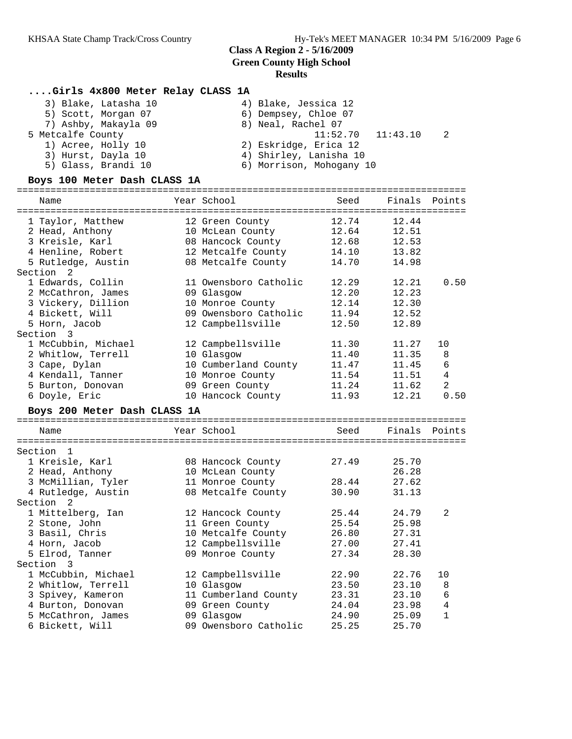## Class A Region 2 - 5/16/2009
## Green County High School
## Results

### ....Girls 4x800 Meter Relay CLASS 1A

```
    3) Blake, Latasha 10              4) Blake, Jessica 12
    5) Scott, Morgan 07               6) Dempsey, Chloe 07
    7) Ashby, Makayla 09              8) Neal, Rachel 07
  5 Metcalfe County                              11:52.70   11:43.10    2
    1) Acree, Holly 10                2) Eskridge, Erica 12
    3) Hurst, Dayla 10                4) Shirley, Lanisha 10
    5) Glass, Brandi 10               6) Morrison, Mohogany 10
```

### Boys 100 Meter Dash CLASS 1A

| Name | Year | School | Seed | Finals | Points |
|---|---|---|---|---|---|
| 1 Taylor, Matthew | 12 | Green County | 12.74 | 12.44 | |
| 2 Head, Anthony | 10 | McLean County | 12.64 | 12.51 | |
| 3 Kreisle, Karl | 08 | Hancock County | 12.68 | 12.53 | |
| 4 Henline, Robert | 12 | Metcalfe County | 14.10 | 13.82 | |
| 5 Rutledge, Austin | 08 | Metcalfe County | 14.70 | 14.98 | |
| **Section 2** | | | | | |
| 1 Edwards, Collin | 11 | Owensboro Catholic | 12.29 | 12.21 | 0.50 |
| 2 McCathron, James | 09 | Glasgow | 12.20 | 12.23 | |
| 3 Vickery, Dillion | 10 | Monroe County | 12.14 | 12.30 | |
| 4 Bickett, Will | 09 | Owensboro Catholic | 11.94 | 12.52 | |
| 5 Horn, Jacob | 12 | Campbellsville | 12.50 | 12.89 | |
| **Section 3** | | | | | |
| 1 McCubbin, Michael | 12 | Campbellsville | 11.30 | 11.27 | 10 |
| 2 Whitlow, Terrell | 10 | Glasgow | 11.40 | 11.35 | 8 |
| 3 Cape, Dylan | 10 | Cumberland County | 11.47 | 11.45 | 6 |
| 4 Kendall, Tanner | 10 | Monroe County | 11.54 | 11.51 | 4 |
| 5 Burton, Donovan | 09 | Green County | 11.24 | 11.62 | 2 |
| 6 Doyle, Eric | 10 | Hancock County | 11.93 | 12.21 | 0.50 |

### Boys 200 Meter Dash CLASS 1A

| Name | Year | School | Seed | Finals | Points |
|---|---|---|---|---|---|
| **Section 1** | | | | | |
| 1 Kreisle, Karl | 08 | Hancock County | 27.49 | 25.70 | |
| 2 Head, Anthony | 10 | McLean County | | 26.28 | |
| 3 McMillian, Tyler | 11 | Monroe County | 28.44 | 27.62 | |
| 4 Rutledge, Austin | 08 | Metcalfe County | 30.90 | 31.13 | |
| **Section 2** | | | | | |
| 1 Mittelberg, Ian | 12 | Hancock County | 25.44 | 24.79 | 2 |
| 2 Stone, John | 11 | Green County | 25.54 | 25.98 | |
| 3 Basil, Chris | 10 | Metcalfe County | 26.80 | 27.31 | |
| 4 Horn, Jacob | 12 | Campbellsville | 27.00 | 27.41 | |
| 5 Elrod, Tanner | 09 | Monroe County | 27.34 | 28.30 | |
| **Section 3** | | | | | |
| 1 McCubbin, Michael | 12 | Campbellsville | 22.90 | 22.76 | 10 |
| 2 Whitlow, Terrell | 10 | Glasgow | 23.50 | 23.10 | 8 |
| 3 Spivey, Kameron | 11 | Cumberland County | 23.31 | 23.10 | 6 |
| 4 Burton, Donovan | 09 | Green County | 24.04 | 23.98 | 4 |
| 5 McCathron, James | 09 | Glasgow | 24.90 | 25.09 | 1 |
| 6 Bickett, Will | 09 | Owensboro Catholic | 25.25 | 25.70 | |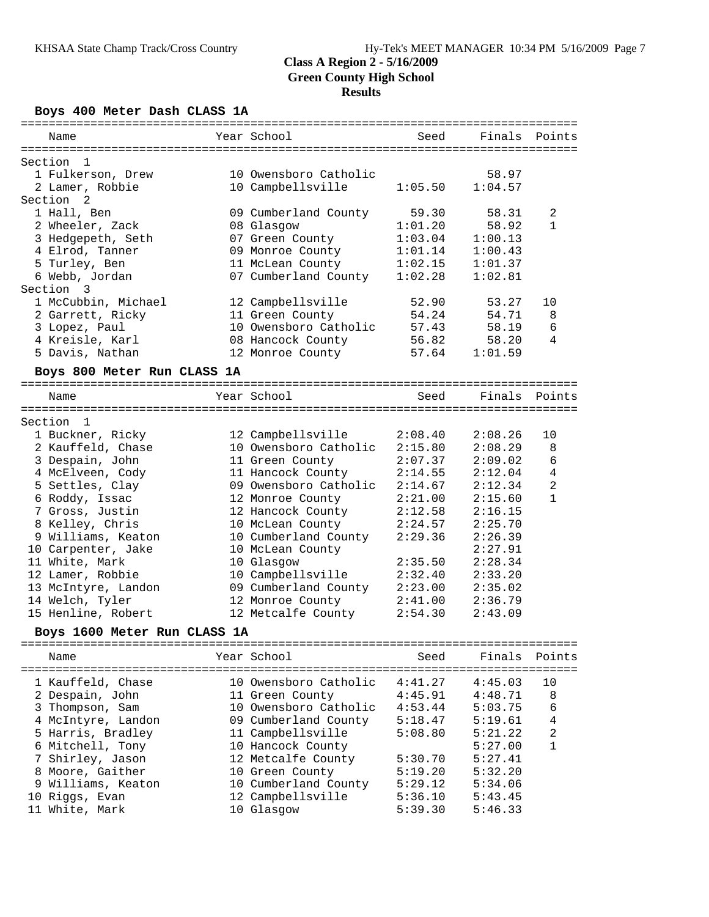## Class A Region 2 - 5/16/2009
## Green County High School
## Results

### Boys 400 Meter Dash CLASS 1A

| Name | Year | School | Seed | Finals | Points |
|---|---|---|---|---|---|
| **Section 1** | | | | | |
| 1 Fulkerson, Drew | 10 | Owensboro Catholic | | 58.97 | |
| 2 Lamer, Robbie | 10 | Campbellsville | 1:05.50 | 1:04.57 | |
| **Section 2** | | | | | |
| 1 Hall, Ben | 09 | Cumberland County | 59.30 | 58.31 | 2 |
| 2 Wheeler, Zack | 08 | Glasgow | 1:01.20 | 58.92 | 1 |
| 3 Hedgepeth, Seth | 07 | Green County | 1:03.04 | 1:00.13 | |
| 4 Elrod, Tanner | 09 | Monroe County | 1:01.14 | 1:00.43 | |
| 5 Turley, Ben | 11 | McLean County | 1:02.15 | 1:01.37 | |
| 6 Webb, Jordan | 07 | Cumberland County | 1:02.28 | 1:02.81 | |
| **Section 3** | | | | | |
| 1 McCubbin, Michael | 12 | Campbellsville | 52.90 | 53.27 | 10 |
| 2 Garrett, Ricky | 11 | Green County | 54.24 | 54.71 | 8 |
| 3 Lopez, Paul | 10 | Owensboro Catholic | 57.43 | 58.19 | 6 |
| 4 Kreisle, Karl | 08 | Hancock County | 56.82 | 58.20 | 4 |
| 5 Davis, Nathan | 12 | Monroe County | 57.64 | 1:01.59 | |

### Boys 800 Meter Run CLASS 1A

| Name | Year | School | Seed | Finals | Points |
|---|---|---|---|---|---|
| **Section 1** | | | | | |
| 1 Buckner, Ricky | 12 | Campbellsville | 2:08.40 | 2:08.26 | 10 |
| 2 Kauffeld, Chase | 10 | Owensboro Catholic | 2:15.80 | 2:08.29 | 8 |
| 3 Despain, John | 11 | Green County | 2:07.37 | 2:09.02 | 6 |
| 4 McElveen, Cody | 11 | Hancock County | 2:14.55 | 2:12.04 | 4 |
| 5 Settles, Clay | 09 | Owensboro Catholic | 2:14.67 | 2:12.34 | 2 |
| 6 Roddy, Issac | 12 | Monroe County | 2:21.00 | 2:15.60 | 1 |
| 7 Gross, Justin | 12 | Hancock County | 2:12.58 | 2:16.15 | |
| 8 Kelley, Chris | 10 | McLean County | 2:24.57 | 2:25.70 | |
| 9 Williams, Keaton | 10 | Cumberland County | 2:29.36 | 2:26.39 | |
| 10 Carpenter, Jake | 10 | McLean County | | 2:27.91 | |
| 11 White, Mark | 10 | Glasgow | 2:35.50 | 2:28.34 | |
| 12 Lamer, Robbie | 10 | Campbellsville | 2:32.40 | 2:33.20 | |
| 13 McIntyre, Landon | 09 | Cumberland County | 2:23.00 | 2:35.02 | |
| 14 Welch, Tyler | 12 | Monroe County | 2:41.00 | 2:36.79 | |
| 15 Henline, Robert | 12 | Metcalfe County | 2:54.30 | 2:43.09 | |

### Boys 1600 Meter Run CLASS 1A

| Name | Year | School | Seed | Finals | Points |
|---|---|---|---|---|---|
| 1 Kauffeld, Chase | 10 | Owensboro Catholic | 4:41.27 | 4:45.03 | 10 |
| 2 Despain, John | 11 | Green County | 4:45.91 | 4:48.71 | 8 |
| 3 Thompson, Sam | 10 | Owensboro Catholic | 4:53.44 | 5:03.75 | 6 |
| 4 McIntyre, Landon | 09 | Cumberland County | 5:18.47 | 5:19.61 | 4 |
| 5 Harris, Bradley | 11 | Campbellsville | 5:08.80 | 5:21.22 | 2 |
| 6 Mitchell, Tony | 10 | Hancock County | | 5:27.00 | 1 |
| 7 Shirley, Jason | 12 | Metcalfe County | 5:30.70 | 5:27.41 | |
| 8 Moore, Gaither | 10 | Green County | 5:19.20 | 5:32.20 | |
| 9 Williams, Keaton | 10 | Cumberland County | 5:29.12 | 5:34.06 | |
| 10 Riggs, Evan | 12 | Campbellsville | 5:36.10 | 5:43.45 | |
| 11 White, Mark | 10 | Glasgow | 5:39.30 | 5:46.33 | |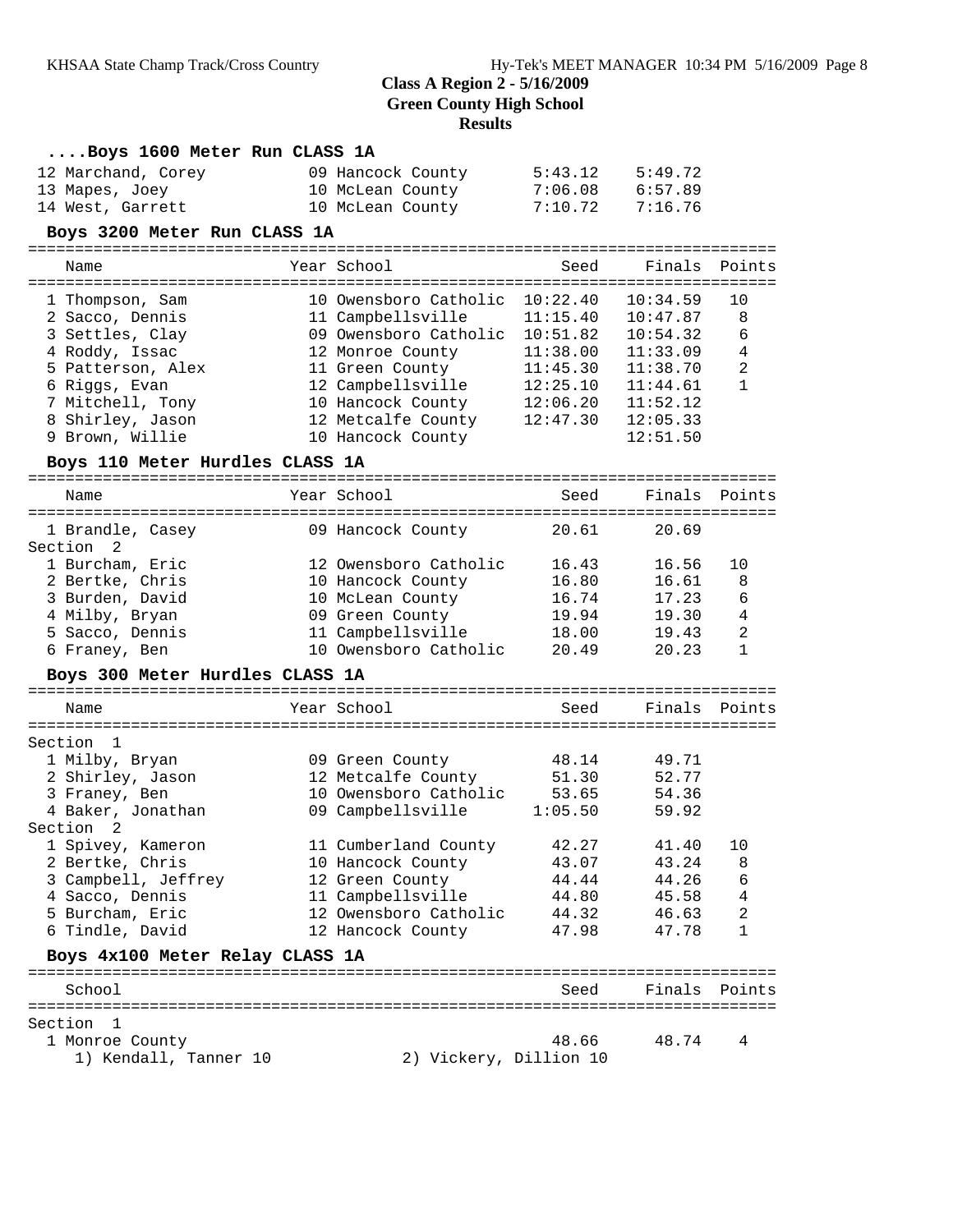# Class A Region 2 - 5/16/2009
## Green County High School
## Results

### ....Boys 1600 Meter Run CLASS 1A

| Name | Year | School | Seed | Finals | Points |
|---|---|---|---|---|---|
| 12 Marchand, Corey | 09 | Hancock County | 5:43.12 | 5:49.72 | |
| 13 Mapes, Joey | 10 | McLean County | 7:06.08 | 6:57.89 | |
| 14 West, Garrett | 10 | McLean County | 7:10.72 | 7:16.76 | |

### Boys 3200 Meter Run CLASS 1A

| Name | Year | School | Seed | Finals | Points |
|---|---|---|---|---|---|
| 1 Thompson, Sam | 10 | Owensboro Catholic | 10:22.40 | 10:34.59 | 10 |
| 2 Sacco, Dennis | 11 | Campbellsville | 11:15.40 | 10:47.87 | 8 |
| 3 Settles, Clay | 09 | Owensboro Catholic | 10:51.82 | 10:54.32 | 6 |
| 4 Roddy, Issac | 12 | Monroe County | 11:38.00 | 11:33.09 | 4 |
| 5 Patterson, Alex | 11 | Green County | 11:45.30 | 11:38.70 | 2 |
| 6 Riggs, Evan | 12 | Campbellsville | 12:25.10 | 11:44.61 | 1 |
| 7 Mitchell, Tony | 10 | Hancock County | 12:06.20 | 11:52.12 | |
| 8 Shirley, Jason | 12 | Metcalfe County | 12:47.30 | 12:05.33 | |
| 9 Brown, Willie | 10 | Hancock County | | 12:51.50 | |

### Boys 110 Meter Hurdles CLASS 1A

| Name | Year | School | Seed | Finals | Points |
|---|---|---|---|---|---|
| 1 Brandle, Casey | 09 | Hancock County | 20.61 | 20.69 | |
| **Section 2** | | | | | |
| 1 Burcham, Eric | 12 | Owensboro Catholic | 16.43 | 16.56 | 10 |
| 2 Bertke, Chris | 10 | Hancock County | 16.80 | 16.61 | 8 |
| 3 Burden, David | 10 | McLean County | 16.74 | 17.23 | 6 |
| 4 Milby, Bryan | 09 | Green County | 19.94 | 19.30 | 4 |
| 5 Sacco, Dennis | 11 | Campbellsville | 18.00 | 19.43 | 2 |
| 6 Franey, Ben | 10 | Owensboro Catholic | 20.49 | 20.23 | 1 |

### Boys 300 Meter Hurdles CLASS 1A

| Name | Year | School | Seed | Finals | Points |
|---|---|---|---|---|---|
| **Section 1** | | | | | |
| 1 Milby, Bryan | 09 | Green County | 48.14 | 49.71 | |
| 2 Shirley, Jason | 12 | Metcalfe County | 51.30 | 52.77 | |
| 3 Franey, Ben | 10 | Owensboro Catholic | 53.65 | 54.36 | |
| 4 Baker, Jonathan | 09 | Campbellsville | 1:05.50 | 59.92 | |
| **Section 2** | | | | | |
| 1 Spivey, Kameron | 11 | Cumberland County | 42.27 | 41.40 | 10 |
| 2 Bertke, Chris | 10 | Hancock County | 43.07 | 43.24 | 8 |
| 3 Campbell, Jeffrey | 12 | Green County | 44.44 | 44.26 | 6 |
| 4 Sacco, Dennis | 11 | Campbellsville | 44.80 | 45.58 | 4 |
| 5 Burcham, Eric | 12 | Owensboro Catholic | 44.32 | 46.63 | 2 |
| 6 Tindle, David | 12 | Hancock County | 47.98 | 47.78 | 1 |

### Boys 4x100 Meter Relay CLASS 1A

| School | Seed | Finals | Points |
|---|---|---|---|
| **Section 1** | | | |
| 1 Monroe County | 48.66 | 48.74 | 4 |

1) Kendall, Tanner 10 2) Vickery, Dillion 10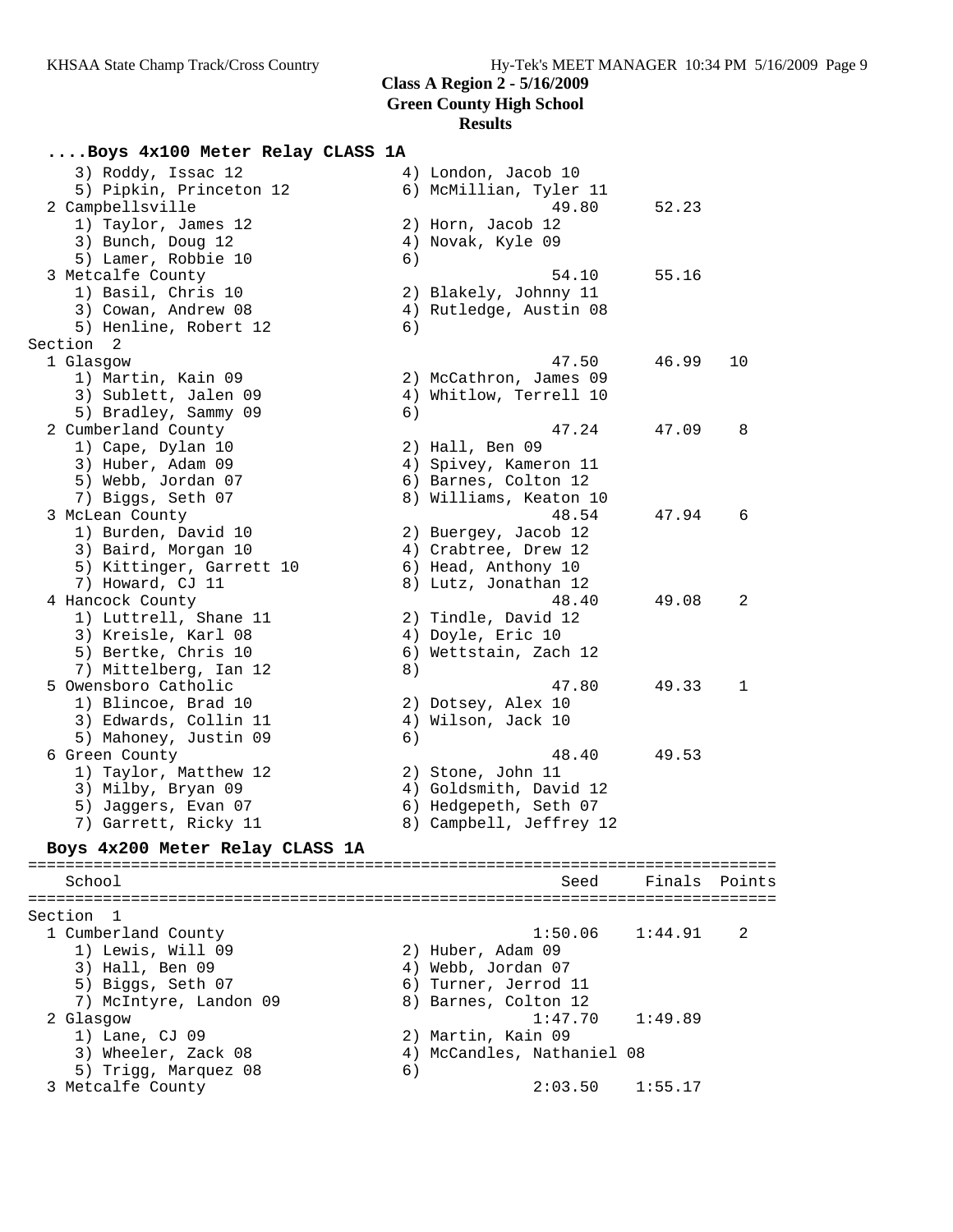## Class A Region 2 - 5/16/2009
## Green County High School
## Results

### ....Boys 4x100 Meter Relay CLASS 1A

```
    3) Roddy, Issac 12                4) London, Jacob 10
    5) Pipkin, Princeton 12           6) McMillian, Tyler 11
  2 Campbellsville                              49.80      52.23
    1) Taylor, James 12               2) Horn, Jacob 12
    3) Bunch, Doug 12                 4) Novak, Kyle 09
    5) Lamer, Robbie 10               6)
  3 Metcalfe County                             54.10      55.16
    1) Basil, Chris 10                2) Blakely, Johnny 11
    3) Cowan, Andrew 08               4) Rutledge, Austin 08
    5) Henline, Robert 12             6)
Section  2
  1 Glasgow                                     47.50      46.99   10
    1) Martin, Kain 09                2) McCathron, James 09
    3) Sublett, Jalen 09              4) Whitlow, Terrell 10
    5) Bradley, Sammy 09              6)
  2 Cumberland County                           47.24      47.09    8
    1) Cape, Dylan 10                 2) Hall, Ben 09
    3) Huber, Adam 09                 4) Spivey, Kameron 11
    5) Webb, Jordan 07                6) Barnes, Colton 12
    7) Biggs, Seth 07                 8) Williams, Keaton 10
  3 McLean County                               48.54      47.94    6
    1) Burden, David 10               2) Buergey, Jacob 12
    3) Baird, Morgan 10               4) Crabtree, Drew 12
    5) Kittinger, Garrett 10          6) Head, Anthony 10
    7) Howard, CJ 11                  8) Lutz, Jonathan 12
  4 Hancock County                              48.40      49.08    2
    1) Luttrell, Shane 11             2) Tindle, David 12
    3) Kreisle, Karl 08               4) Doyle, Eric 10
    5) Bertke, Chris 10               6) Wettstain, Zach 12
    7) Mittelberg, Ian 12             8)
  5 Owensboro Catholic                          47.80      49.33    1
    1) Blincoe, Brad 10               2) Dotsey, Alex 10
    3) Edwards, Collin 11             4) Wilson, Jack 10
    5) Mahoney, Justin 09             6)
  6 Green County                                48.40      49.53
    1) Taylor, Matthew 12             2) Stone, John 11
    3) Milby, Bryan 09                4) Goldsmith, David 12
    5) Jaggers, Evan 07               6) Hedgepeth, Seth 07
    7) Garrett, Ricky 11              8) Campbell, Jeffrey 12
```

### Boys 4x200 Meter Relay CLASS 1A

```
================================================================================
    School                                        Seed     Finals  Points
================================================================================
Section  1
  1 Cumberland County                         1:50.06    1:44.91    2
    1) Lewis, Will 09                 2) Huber, Adam 09
    3) Hall, Ben 09                   4) Webb, Jordan 07
    5) Biggs, Seth 07                 6) Turner, Jerrod 11
    7) McIntyre, Landon 09            8) Barnes, Colton 12
  2 Glasgow                                   1:47.70    1:49.89
    1) Lane, CJ 09                    2) Martin, Kain 09
    3) Wheeler, Zack 08               4) McCandles, Nathaniel 08
    5) Trigg, Marquez 08              6)
  3 Metcalfe County                           2:03.50    1:55.17
```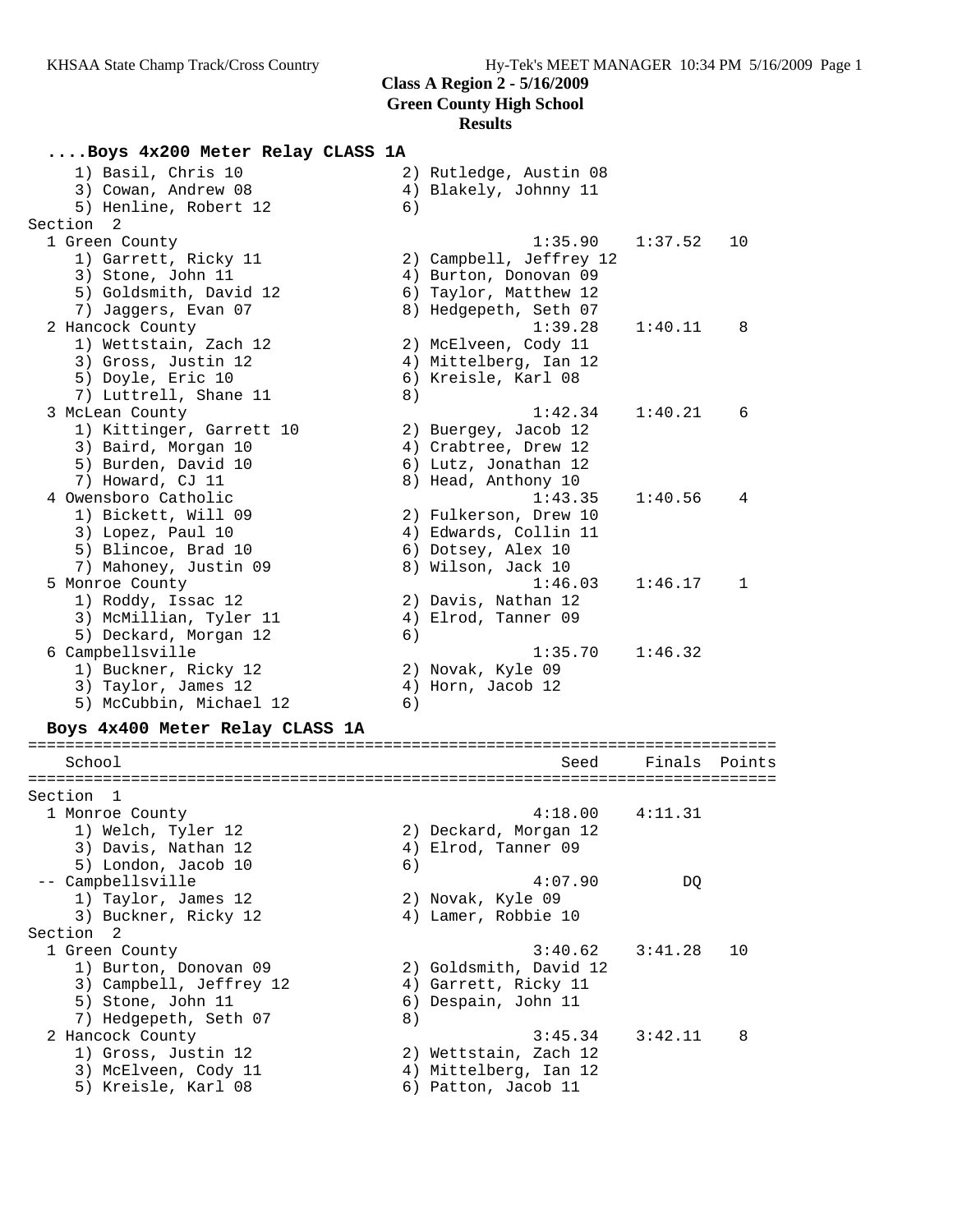**Class A Region 2 - 5/16/2009**
**Green County High School**
**Results**

### ....Boys 4x200 Meter Relay CLASS 1A

```
    1) Basil, Chris 10                2) Rutledge, Austin 08
    3) Cowan, Andrew 08               4) Blakely, Johnny 11
    5) Henline, Robert 12             6)
Section  2
  1 Green County                                 1:35.90    1:37.52   10
    1) Garrett, Ricky 11              2) Campbell, Jeffrey 12
    3) Stone, John 11                 4) Burton, Donovan 09
    5) Goldsmith, David 12            6) Taylor, Matthew 12
    7) Jaggers, Evan 07               8) Hedgepeth, Seth 07
  2 Hancock County                               1:39.28    1:40.11    8
    1) Wettstain, Zach 12             2) McElveen, Cody 11
    3) Gross, Justin 12               4) Mittelberg, Ian 12
    5) Doyle, Eric 10                 6) Kreisle, Karl 08
    7) Luttrell, Shane 11             8)
  3 McLean County                                1:42.34    1:40.21    6
    1) Kittinger, Garrett 10          2) Buergey, Jacob 12
    3) Baird, Morgan 10               4) Crabtree, Drew 12
    5) Burden, David 10               6) Lutz, Jonathan 12
    7) Howard, CJ 11                  8) Head, Anthony 10
  4 Owensboro Catholic                           1:43.35    1:40.56    4
    1) Bickett, Will 09               2) Fulkerson, Drew 10
    3) Lopez, Paul 10                 4) Edwards, Collin 11
    5) Blincoe, Brad 10               6) Dotsey, Alex 10
    7) Mahoney, Justin 09             8) Wilson, Jack 10
  5 Monroe County                                1:46.03    1:46.17    1
    1) Roddy, Issac 12                2) Davis, Nathan 12
    3) McMillian, Tyler 11            4) Elrod, Tanner 09
    5) Deckard, Morgan 12             6)
  6 Campbellsville                               1:35.70    1:46.32
    1) Buckner, Ricky 12              2) Novak, Kyle 09
    3) Taylor, James 12               4) Horn, Jacob 12
    5) McCubbin, Michael 12           6)
```

### Boys 4x400 Meter Relay CLASS 1A

```
================================================================================
    School                                          Seed     Finals  Points
================================================================================
Section  1
  1 Monroe County                                4:18.00    4:11.31
    1) Welch, Tyler 12                2) Deckard, Morgan 12
    3) Davis, Nathan 12               4) Elrod, Tanner 09
    5) London, Jacob 10               6)
 -- Campbellsville                               4:07.90         DQ
    1) Taylor, James 12               2) Novak, Kyle 09
    3) Buckner, Ricky 12              4) Lamer, Robbie 10
Section  2
  1 Green County                                 3:40.62    3:41.28   10
    1) Burton, Donovan 09             2) Goldsmith, David 12
    3) Campbell, Jeffrey 12           4) Garrett, Ricky 11
    5) Stone, John 11                 6) Despain, John 11
    7) Hedgepeth, Seth 07             8)
  2 Hancock County                               3:45.34    3:42.11    8
    1) Gross, Justin 12               2) Wettstain, Zach 12
    3) McElveen, Cody 11              4) Mittelberg, Ian 12
    5) Kreisle, Karl 08               6) Patton, Jacob 11
```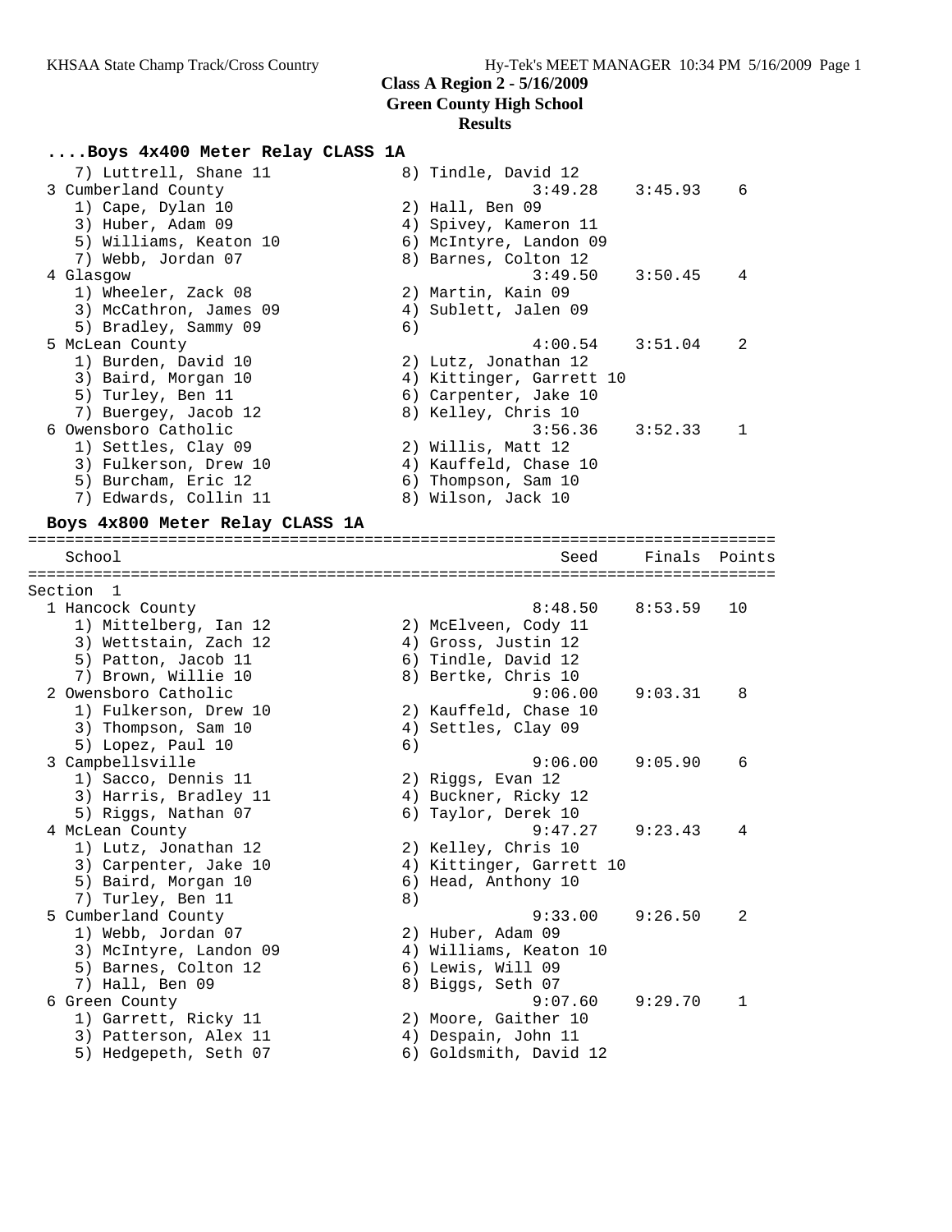**Class A Region 2 - 5/16/2009**
**Green County High School**
**Results**

### ....Boys 4x400 Meter Relay CLASS 1A

```
    7) Luttrell, Shane 11              8) Tindle, David 12
  3 Cumberland County                            3:49.28    3:45.93    6
    1) Cape, Dylan 10                  2) Hall, Ben 09
    3) Huber, Adam 09                  4) Spivey, Kameron 11
    5) Williams, Keaton 10             6) McIntyre, Landon 09
    7) Webb, Jordan 07                 8) Barnes, Colton 12
  4 Glasgow                                      3:49.50    3:50.45    4
    1) Wheeler, Zack 08                2) Martin, Kain 09
    3) McCathron, James 09             4) Sublett, Jalen 09
    5) Bradley, Sammy 09               6)
  5 McLean County                                4:00.54    3:51.04    2
    1) Burden, David 10                2) Lutz, Jonathan 12
    3) Baird, Morgan 10                4) Kittinger, Garrett 10
    5) Turley, Ben 11                  6) Carpenter, Jake 10
    7) Buergey, Jacob 12               8) Kelley, Chris 10
  6 Owensboro Catholic                           3:56.36    3:52.33    1
    1) Settles, Clay 09                2) Willis, Matt 12
    3) Fulkerson, Drew 10              4) Kauffeld, Chase 10
    5) Burcham, Eric 12                6) Thompson, Sam 10
    7) Edwards, Collin 11              8) Wilson, Jack 10
```

### Boys 4x800 Meter Relay CLASS 1A

```
================================================================================
    School                                         Seed     Finals  Points
================================================================================
Section  1
  1 Hancock County                               8:48.50    8:53.59   10
    1) Mittelberg, Ian 12              2) McElveen, Cody 11
    3) Wettstain, Zach 12              4) Gross, Justin 12
    5) Patton, Jacob 11                6) Tindle, David 12
    7) Brown, Willie 10                8) Bertke, Chris 10
  2 Owensboro Catholic                           9:06.00    9:03.31    8
    1) Fulkerson, Drew 10              2) Kauffeld, Chase 10
    3) Thompson, Sam 10                4) Settles, Clay 09
    5) Lopez, Paul 10                  6)
  3 Campbellsville                               9:06.00    9:05.90    6
    1) Sacco, Dennis 11                2) Riggs, Evan 12
    3) Harris, Bradley 11              4) Buckner, Ricky 12
    5) Riggs, Nathan 07                6) Taylor, Derek 10
  4 McLean County                                9:47.27    9:23.43    4
    1) Lutz, Jonathan 12               2) Kelley, Chris 10
    3) Carpenter, Jake 10              4) Kittinger, Garrett 10
    5) Baird, Morgan 10                6) Head, Anthony 10
    7) Turley, Ben 11                  8)
  5 Cumberland County                            9:33.00    9:26.50    2
    1) Webb, Jordan 07                 2) Huber, Adam 09
    3) McIntyre, Landon 09             4) Williams, Keaton 10
    5) Barnes, Colton 12               6) Lewis, Will 09
    7) Hall, Ben 09                    8) Biggs, Seth 07
  6 Green County                                 9:07.60    9:29.70    1
    1) Garrett, Ricky 11               2) Moore, Gaither 10
    3) Patterson, Alex 11              4) Despain, John 11
    5) Hedgepeth, Seth 07              6) Goldsmith, David 12
```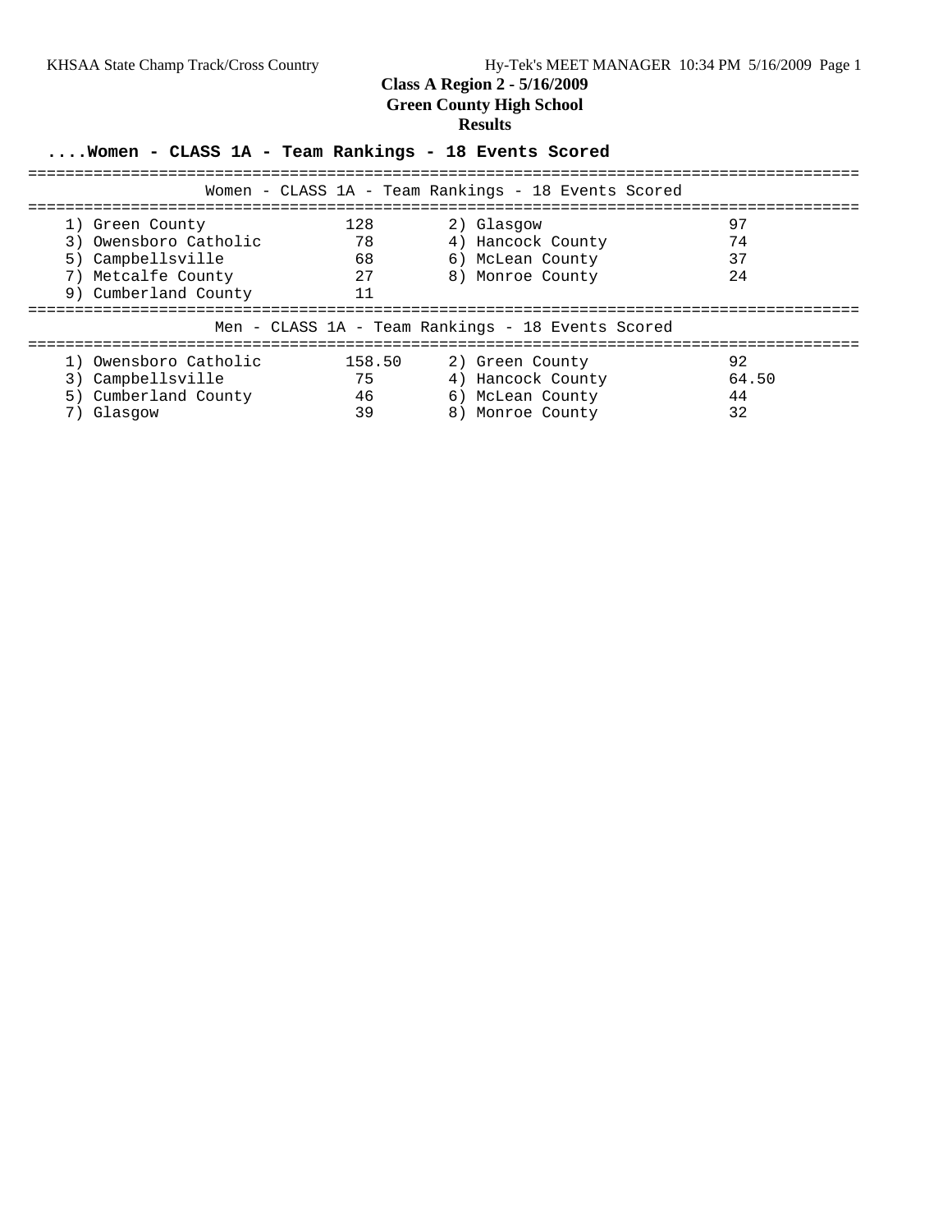**Class A Region 2 - 5/16/2009**
**Green County High School**
**Results**

## ....Women - CLASS 1A - Team Rankings - 18 Events Scored

### Women - CLASS 1A - Team Rankings - 18 Events Scored

| | | | |
|---|---|---|---|
| 1) Green County | 128 | 2) Glasgow | 97 |
| 3) Owensboro Catholic | 78 | 4) Hancock County | 74 |
| 5) Campbellsville | 68 | 6) McLean County | 37 |
| 7) Metcalfe County | 27 | 8) Monroe County | 24 |
| 9) Cumberland County | 11 | | |

### Men - CLASS 1A - Team Rankings - 18 Events Scored

| | | | |
|---|---|---|---|
| 1) Owensboro Catholic | 158.50 | 2) Green County | 92 |
| 3) Campbellsville | 75 | 4) Hancock County | 64.50 |
| 5) Cumberland County | 46 | 6) McLean County | 44 |
| 7) Glasgow | 39 | 8) Monroe County | 32 |